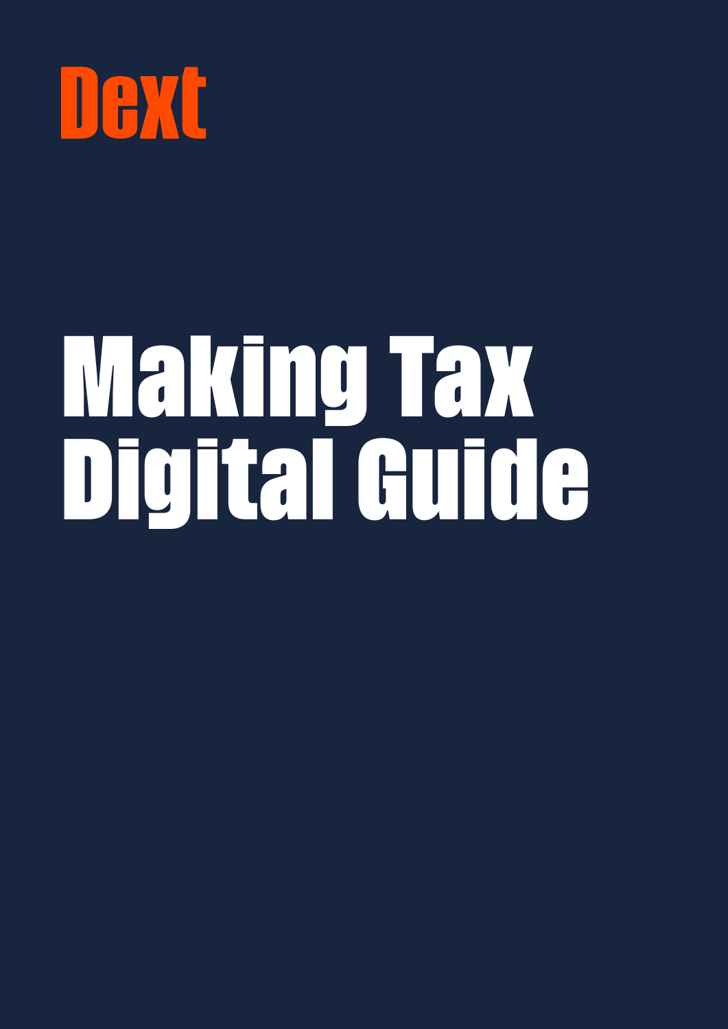Dext

# Making Tax Digital Guide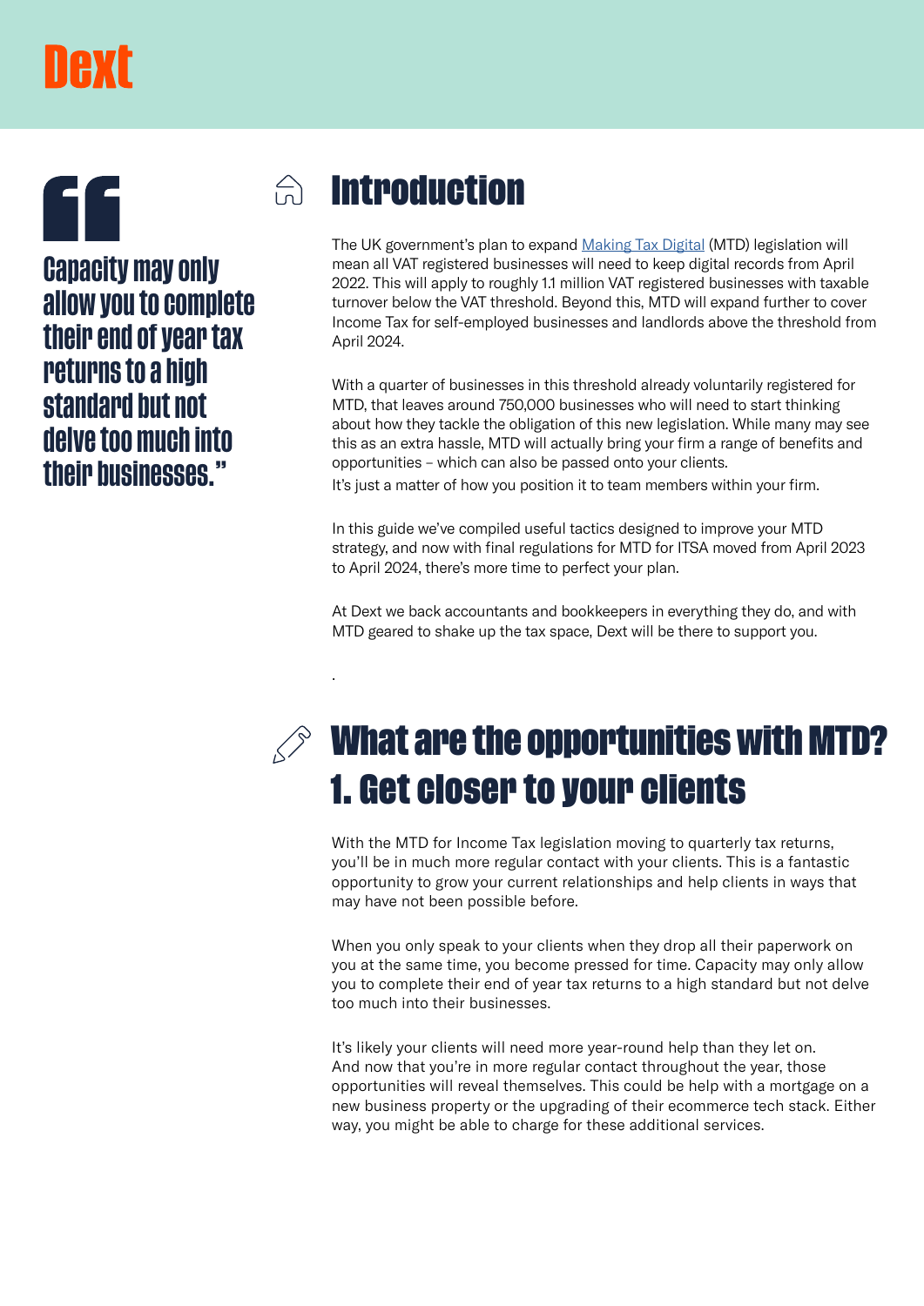> Capacity may only allow you to complete their end of year tax returns to a high standard but not delve too much into their businesses."

# Introduction

The UK government's plan to expand Making Tax Digital (MTD) legislation will mean all VAT registered businesses will need to keep digital records from April 2022. This will apply to roughly 1.1 million VAT registered businesses with taxable turnover below the VAT threshold. Beyond this, MTD will expand further to cover Income Tax for self-employed businesses and landlords above the threshold from April 2024.

With a quarter of businesses in this threshold already voluntarily registered for MTD, that leaves around 750,000 businesses who will need to start thinking about how they tackle the obligation of this new legislation. While many may see this as an extra hassle, MTD will actually bring your firm a range of benefits and opportunities – which can also be passed onto your clients.
It's just a matter of how you position it to team members within your firm.

In this guide we've compiled useful tactics designed to improve your MTD strategy, and now with final regulations for MTD for ITSA moved from April 2023 to April 2024, there's more time to perfect your plan.

At Dext we back accountants and bookkeepers in everything they do, and with MTD geared to shake up the tax space, Dext will be there to support you.

.

# What are the opportunities with MTD?

## 1. Get closer to your clients

With the MTD for Income Tax legislation moving to quarterly tax returns, you'll be in much more regular contact with your clients. This is a fantastic opportunity to grow your current relationships and help clients in ways that may have not been possible before.

When you only speak to your clients when they drop all their paperwork on you at the same time, you become pressed for time. Capacity may only allow you to complete their end of year tax returns to a high standard but not delve too much into their businesses.

It's likely your clients will need more year-round help than they let on. And now that you're in more regular contact throughout the year, those opportunities will reveal themselves. This could be help with a mortgage on a new business property or the upgrading of their ecommerce tech stack. Either way, you might be able to charge for these additional services.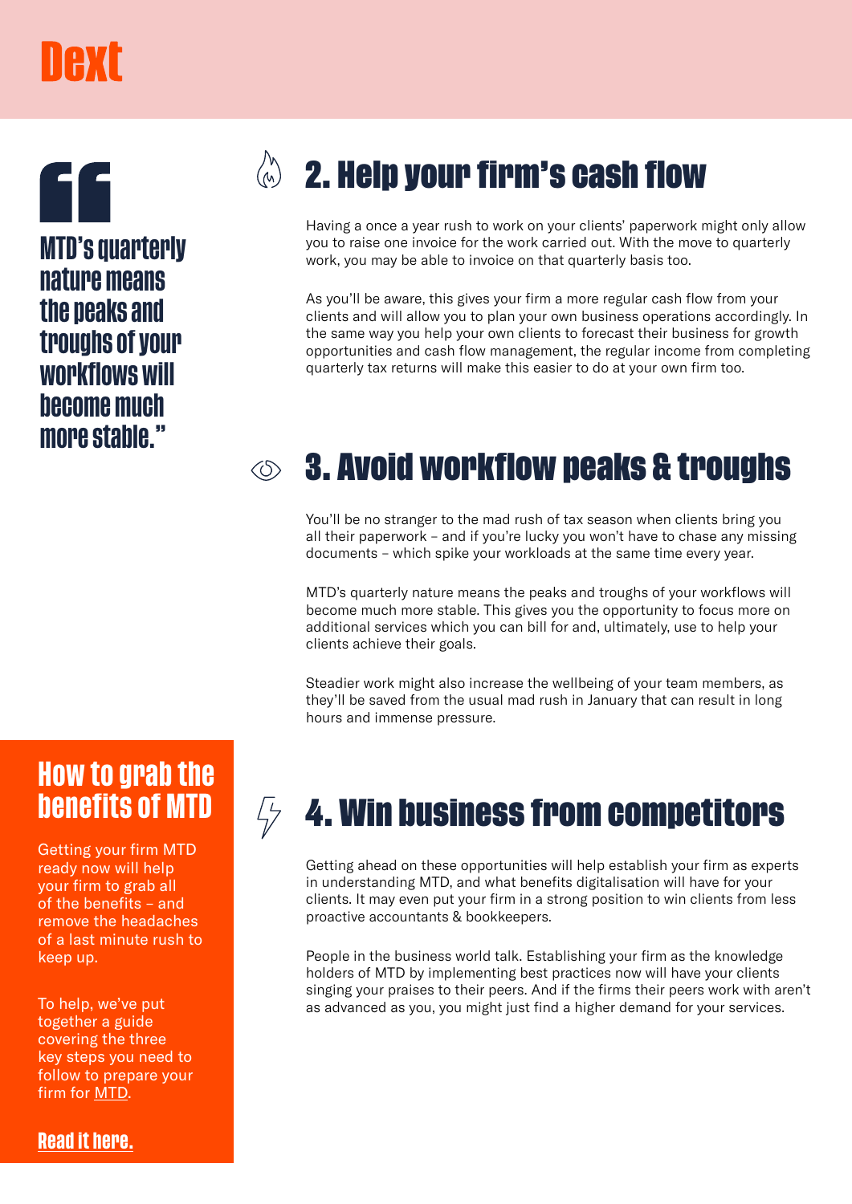> MTD's quarterly nature means the peaks and troughs of your workflows will become much more stable."

## 2. Help your firm's cash flow

Having a once a year rush to work on your clients' paperwork might only allow you to raise one invoice for the work carried out. With the move to quarterly work, you may be able to invoice on that quarterly basis too.

As you'll be aware, this gives your firm a more regular cash flow from your clients and will allow you to plan your own business operations accordingly. In the same way you help your own clients to forecast their business for growth opportunities and cash flow management, the regular income from completing quarterly tax returns will make this easier to do at your own firm too.

## 3. Avoid workflow peaks & troughs

You'll be no stranger to the mad rush of tax season when clients bring you all their paperwork – and if you're lucky you won't have to chase any missing documents – which spike your workloads at the same time every year.

MTD's quarterly nature means the peaks and troughs of your workflows will become much more stable. This gives you the opportunity to focus more on additional services which you can bill for and, ultimately, use to help your clients achieve their goals.

Steadier work might also increase the wellbeing of your team members, as they'll be saved from the usual mad rush in January that can result in long hours and immense pressure.

## 4. Win business from competitors

Getting ahead on these opportunities will help establish your firm as experts in understanding MTD, and what benefits digitalisation will have for your clients. It may even put your firm in a strong position to win clients from less proactive accountants & bookkeepers.

People in the business world talk. Establishing your firm as the knowledge holders of MTD by implementing best practices now will have your clients singing your praises to their peers. And if the firms their peers work with aren't as advanced as you, you might just find a higher demand for your services.

## How to grab the benefits of MTD

Getting your firm MTD ready now will help your firm to grab all of the benefits – and remove the headaches of a last minute rush to keep up.

To help, we've put together a guide covering the three key steps you need to follow to prepare your firm for MTD.

**Read it here.**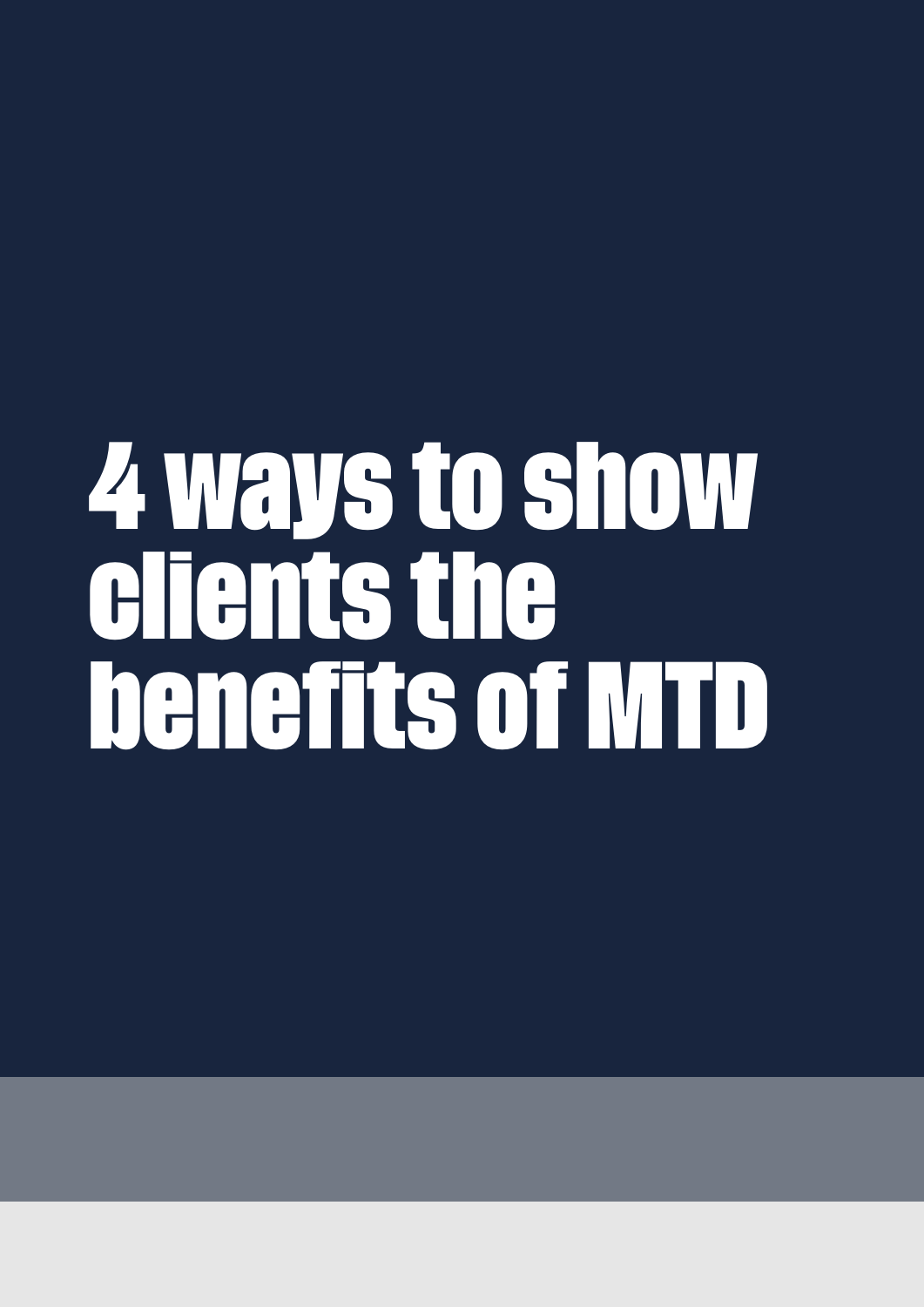# 4 ways to show clients the benefits of MTD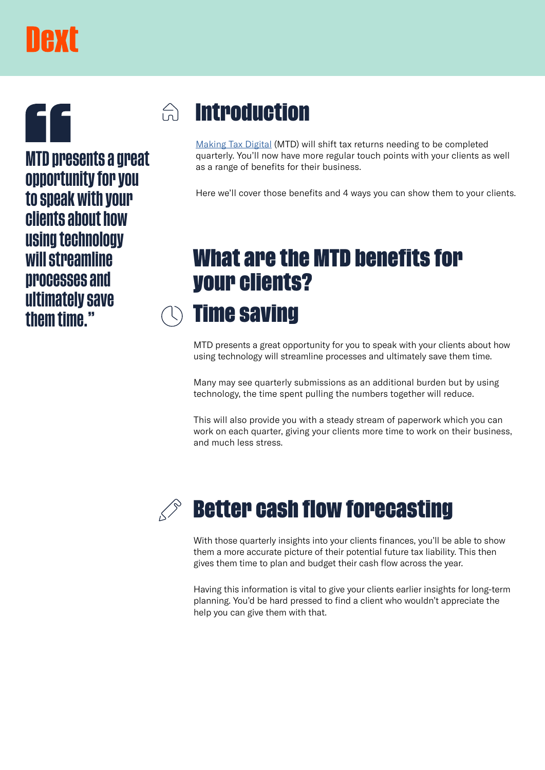> MTD presents a great opportunity for you to speak with your clients about how using technology will streamline processes and ultimately save them time."

## Introduction

[Making Tax Digital](Making Tax Digital) (MTD) will shift tax returns needing to be completed quarterly. You'll now have more regular touch points with your clients as well as a range of benefits for their business.

Here we'll cover those benefits and 4 ways you can show them to your clients.

## What are the MTD benefits for your clients?

### Time saving

MTD presents a great opportunity for you to speak with your clients about how using technology will streamline processes and ultimately save them time.

Many may see quarterly submissions as an additional burden but by using technology, the time spent pulling the numbers together will reduce.

This will also provide you with a steady stream of paperwork which you can work on each quarter, giving your clients more time to work on their business, and much less stress.

### Better cash flow forecasting

With those quarterly insights into your clients finances, you'll be able to show them a more accurate picture of their potential future tax liability. This then gives them time to plan and budget their cash flow across the year.

Having this information is vital to give your clients earlier insights for long-term planning. You'd be hard pressed to find a client who wouldn't appreciate the help you can give them with that.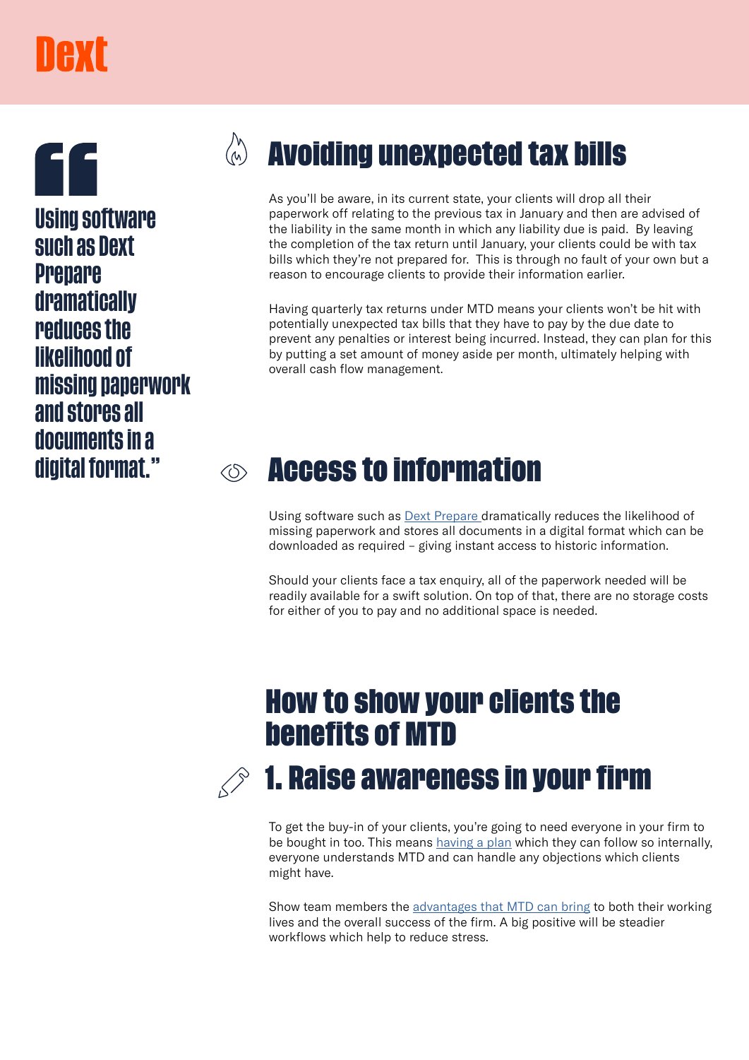> "Using software such as Dext Prepare dramatically reduces the likelihood of missing paperwork and stores all documents in a digital format."

## Avoiding unexpected tax bills

As you'll be aware, in its current state, your clients will drop all their paperwork off relating to the previous tax in January and then are advised of the liability in the same month in which any liability due is paid. By leaving the completion of the tax return until January, your clients could be with tax bills which they're not prepared for. This is through no fault of your own but a reason to encourage clients to provide their information earlier.

Having quarterly tax returns under MTD means your clients won't be hit with potentially unexpected tax bills that they have to pay by the due date to prevent any penalties or interest being incurred. Instead, they can plan for this by putting a set amount of money aside per month, ultimately helping with overall cash flow management.

## Access to information

Using software such as Dext Prepare dramatically reduces the likelihood of missing paperwork and stores all documents in a digital format which can be downloaded as required – giving instant access to historic information.

Should your clients face a tax enquiry, all of the paperwork needed will be readily available for a swift solution. On top of that, there are no storage costs for either of you to pay and no additional space is needed.

# How to show your clients the benefits of MTD

## 1. Raise awareness in your firm

To get the buy-in of your clients, you're going to need everyone in your firm to be bought in too. This means having a plan which they can follow so internally, everyone understands MTD and can handle any objections which clients might have.

Show team members the advantages that MTD can bring to both their working lives and the overall success of the firm. A big positive will be steadier workflows which help to reduce stress.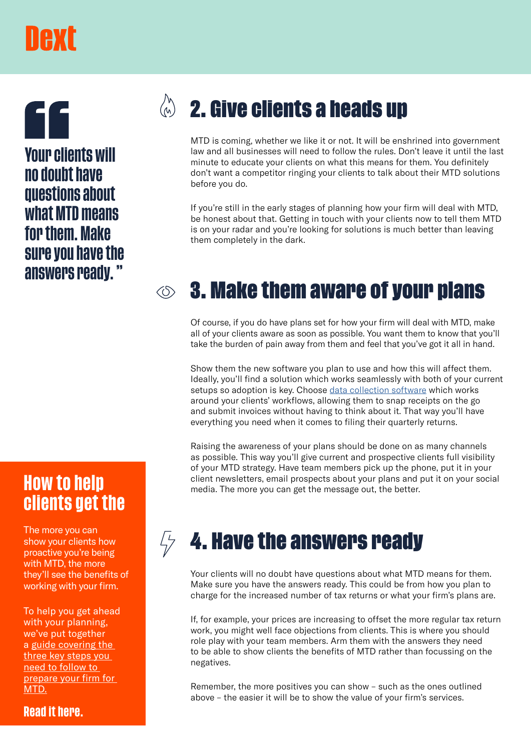> Your clients will no doubt have questions about what MTD means for them. Make sure you have the answers ready.

## 2. Give clients a heads up

MTD is coming, whether we like it or not. It will be enshrined into government law and all businesses will need to follow the rules. Don't leave it until the last minute to educate your clients on what this means for them. You definitely don't want a competitor ringing your clients to talk about their MTD solutions before you do.

If you're still in the early stages of planning how your firm will deal with MTD, be honest about that. Getting in touch with your clients now to tell them MTD is on your radar and you're looking for solutions is much better than leaving them completely in the dark.

## 3. Make them aware of your plans

Of course, if you do have plans set for how your firm will deal with MTD, make all of your clients aware as soon as possible. You want them to know that you'll take the burden of pain away from them and feel that you've got it all in hand.

Show them the new software you plan to use and how this will affect them. Ideally, you'll find a solution which works seamlessly with both of your current setups so adoption is key. Choose data collection software which works around your clients' workflows, allowing them to snap receipts on the go and submit invoices without having to think about it. That way you'll have everything you need when it comes to filing their quarterly returns.

Raising the awareness of your plans should be done on as many channels as possible. This way you'll give current and prospective clients full visibility of your MTD strategy. Have team members pick up the phone, put it in your client newsletters, email prospects about your plans and put it on your social media. The more you can get the message out, the better.

## 4. Have the answers ready

Your clients will no doubt have questions about what MTD means for them. Make sure you have the answers ready. This could be from how you plan to charge for the increased number of tax returns or what your firm's plans are.

If, for example, your prices are increasing to offset the more regular tax return work, you might well face objections from clients. This is where you should role play with your team members. Arm them with the answers they need to be able to show clients the benefits of MTD rather than focussing on the negatives.

Remember, the more positives you can show – such as the ones outlined above – the easier it will be to show the value of your firm's services.

### How to help clients get the

The more you can show your clients how proactive you're being with MTD, the more they'll see the benefits of working with your firm.

To help you get ahead with your planning, we've put together a guide covering the three key steps you need to follow to prepare your firm for MTD.

**Read it here.**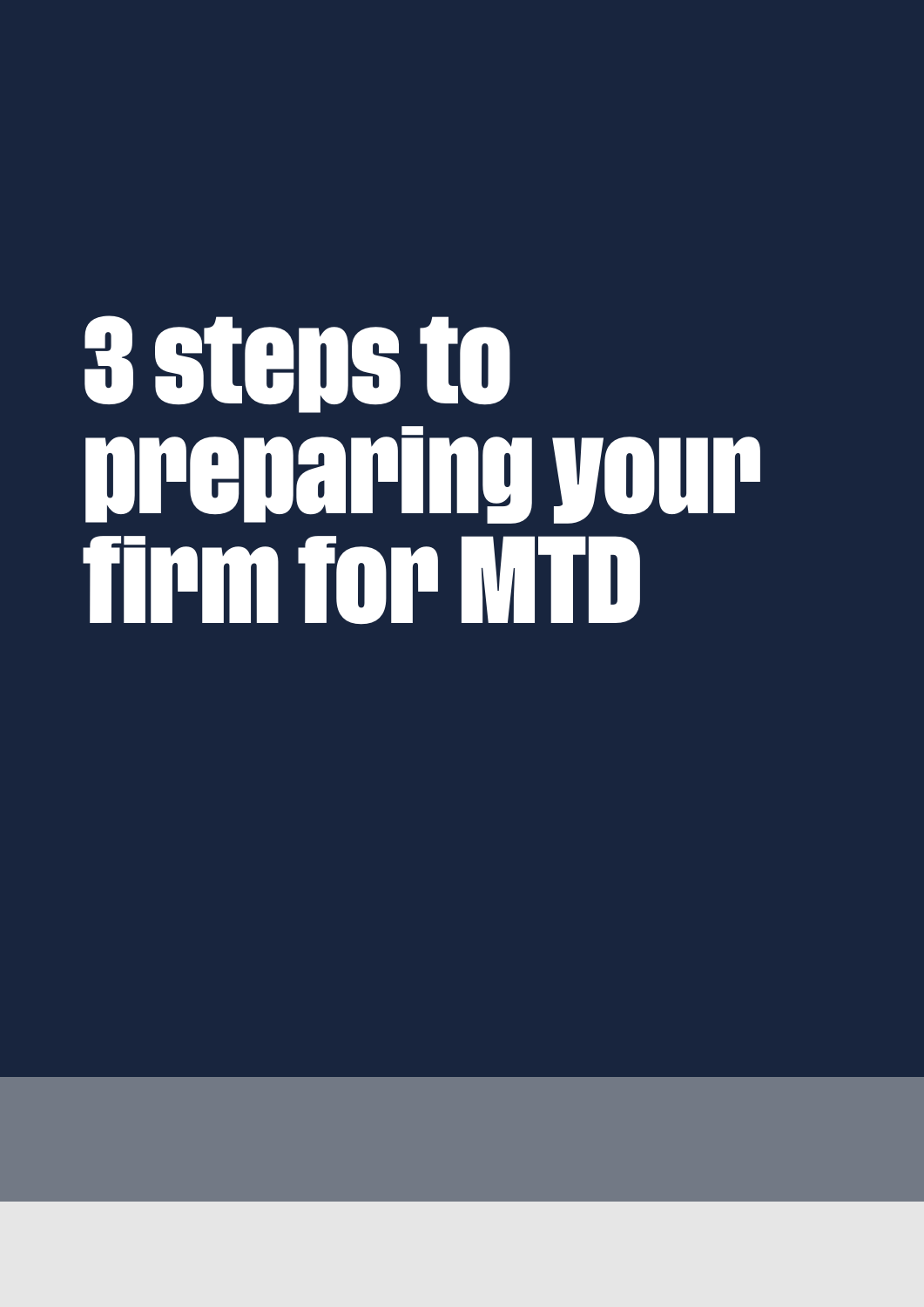# 3 steps to preparing your firm for MTD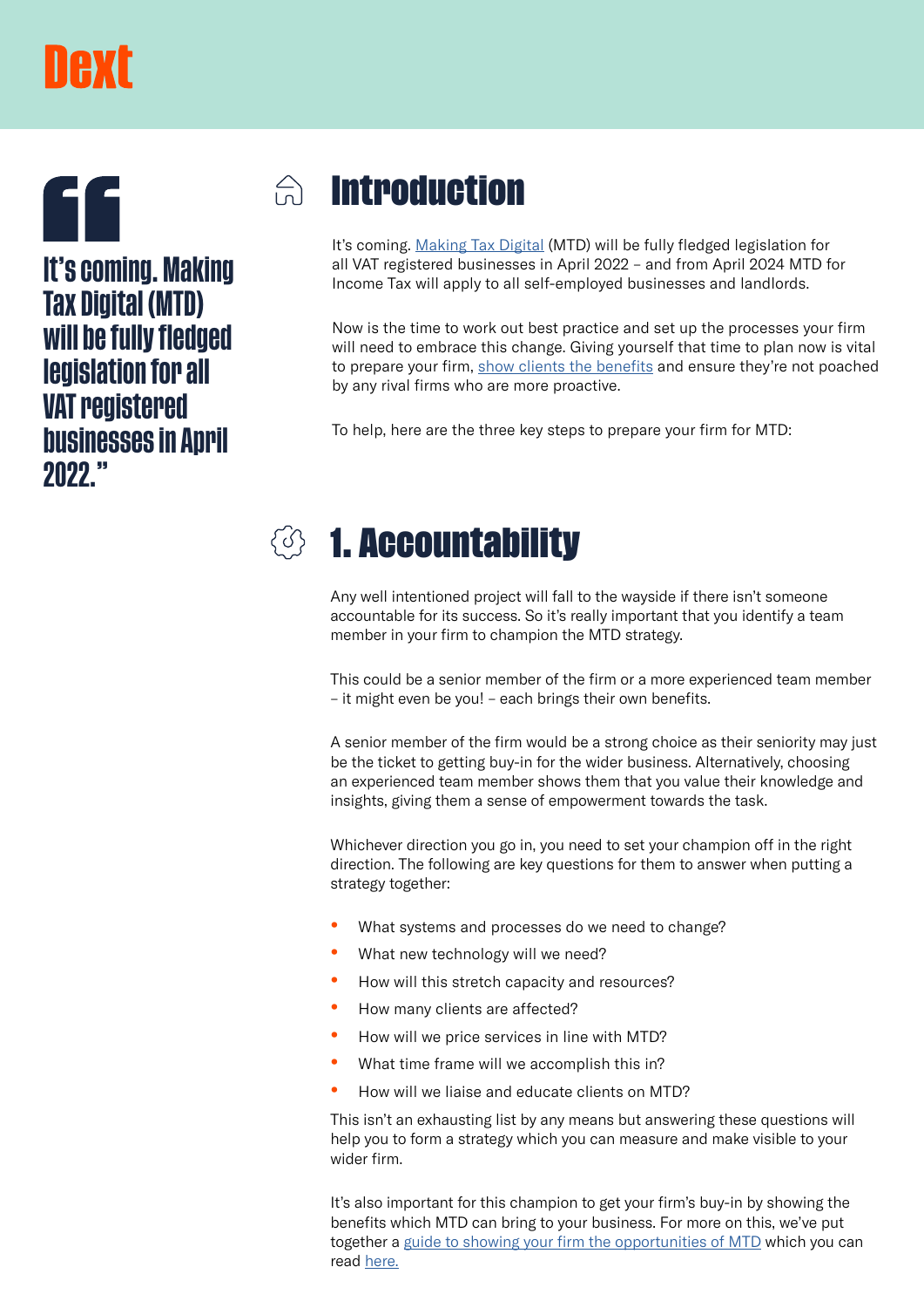Dext

> It's coming. Making Tax Digital (MTD) will be fully fledged legislation for all VAT registered businesses in April 2022."

## Introduction

It's coming. Making Tax Digital (MTD) will be fully fledged legislation for all VAT registered businesses in April 2022 – and from April 2024 MTD for Income Tax will apply to all self-employed businesses and landlords.

Now is the time to work out best practice and set up the processes your firm will need to embrace this change. Giving yourself that time to plan now is vital to prepare your firm, show clients the benefits and ensure they're not poached by any rival firms who are more proactive.

To help, here are the three key steps to prepare your firm for MTD:

## 1. Accountability

Any well intentioned project will fall to the wayside if there isn't someone accountable for its success. So it's really important that you identify a team member in your firm to champion the MTD strategy.

This could be a senior member of the firm or a more experienced team member – it might even be you! – each brings their own benefits.

A senior member of the firm would be a strong choice as their seniority may just be the ticket to getting buy-in for the wider business. Alternatively, choosing an experienced team member shows them that you value their knowledge and insights, giving them a sense of empowerment towards the task.

Whichever direction you go in, you need to set your champion off in the right direction. The following are key questions for them to answer when putting a strategy together:

- What systems and processes do we need to change?
- What new technology will we need?
- How will this stretch capacity and resources?
- How many clients are affected?
- How will we price services in line with MTD?
- What time frame will we accomplish this in?
- How will we liaise and educate clients on MTD?

This isn't an exhausting list by any means but answering these questions will help you to form a strategy which you can measure and make visible to your wider firm.

It's also important for this champion to get your firm's buy-in by showing the benefits which MTD can bring to your business. For more on this, we've put together a guide to showing your firm the opportunities of MTD which you can read here.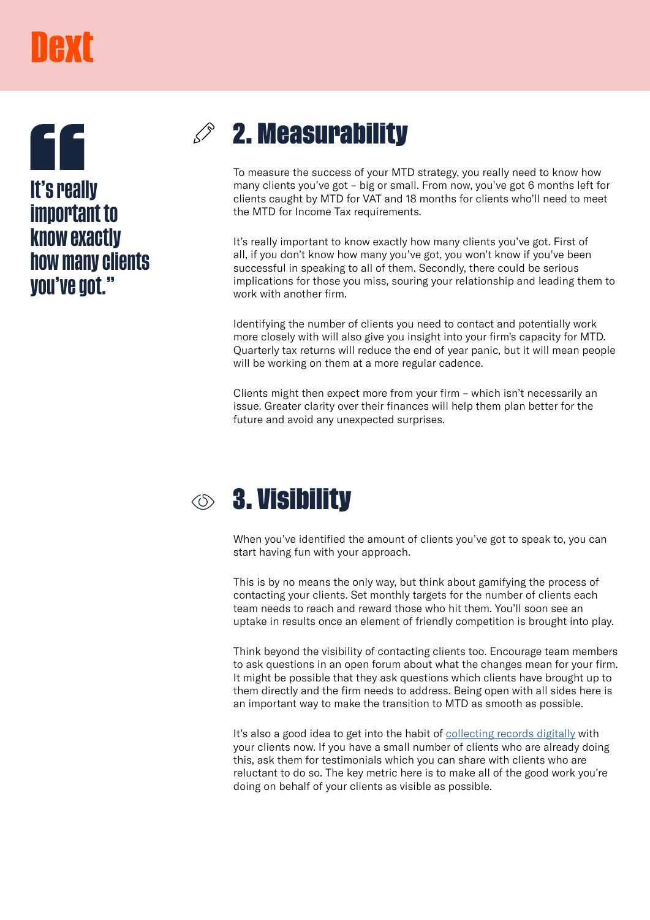> It's really important to know exactly how many clients you've got."

## 2. Measurability

To measure the success of your MTD strategy, you really need to know how many clients you've got – big or small. From now, you've got 6 months left for clients caught by MTD for VAT and 18 months for clients who'll need to meet the MTD for Income Tax requirements.

It's really important to know exactly how many clients you've got. First of all, if you don't know how many you've got, you won't know if you've been successful in speaking to all of them. Secondly, there could be serious implications for those you miss, souring your relationship and leading them to work with another firm.

Identifying the number of clients you need to contact and potentially work more closely with will also give you insight into your firm's capacity for MTD. Quarterly tax returns will reduce the end of year panic, but it will mean people will be working on them at a more regular cadence.

Clients might then expect more from your firm – which isn't necessarily an issue. Greater clarity over their finances will help them plan better for the future and avoid any unexpected surprises.

## 3. Visibility

When you've identified the amount of clients you've got to speak to, you can start having fun with your approach.

This is by no means the only way, but think about gamifying the process of contacting your clients. Set monthly targets for the number of clients each team needs to reach and reward those who hit them. You'll soon see an uptake in results once an element of friendly competition is brought into play.

Think beyond the visibility of contacting clients too. Encourage team members to ask questions in an open forum about what the changes mean for your firm. It might be possible that they ask questions which clients have brought up to them directly and the firm needs to address. Being open with all sides here is an important way to make the transition to MTD as smooth as possible.

It's also a good idea to get into the habit of collecting records digitally with your clients now. If you have a small number of clients who are already doing this, ask them for testimonials which you can share with clients who are reluctant to do so. The key metric here is to make all of the good work you're doing on behalf of your clients as visible as possible.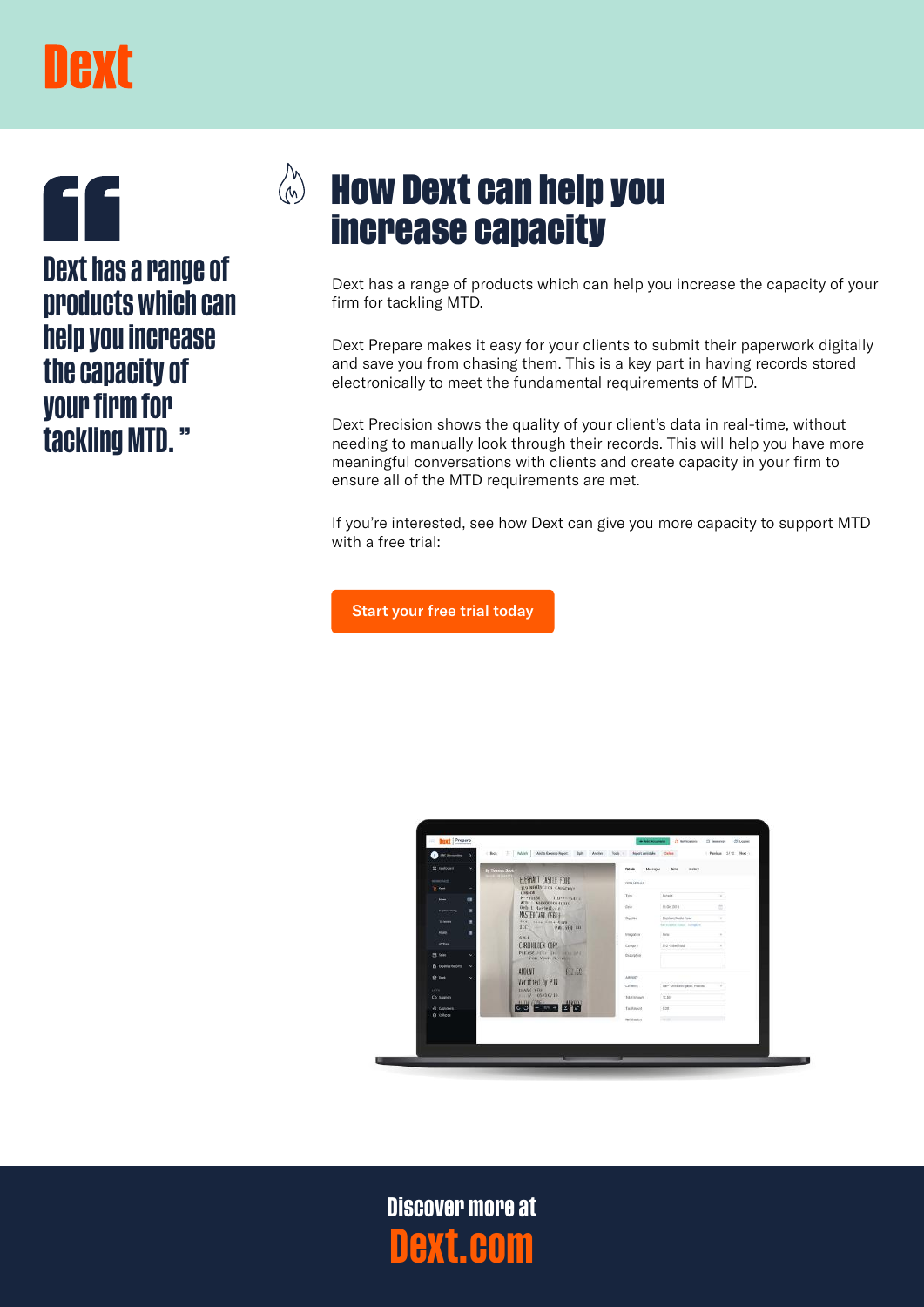Dext

> Dext has a range of products which can help you increase the capacity of your firm for tackling MTD.”

## How Dext can help you increase capacity

Dext has a range of products which can help you increase the capacity of your firm for tackling MTD.

Dext Prepare makes it easy for your clients to submit their paperwork digitally and save you from chasing them. This is a key part in having records stored electronically to meet the fundamental requirements of MTD.

Dext Precision shows the quality of your client's data in real-time, without needing to manually look through their records. This will help you have more meaningful conversations with clients and create capacity in your firm to ensure all of the MTD requirements are met.

If you're interested, see how Dext can give you more capacity to support MTD with a free trial:

Start your free trial today

Discover more at
Dext.com